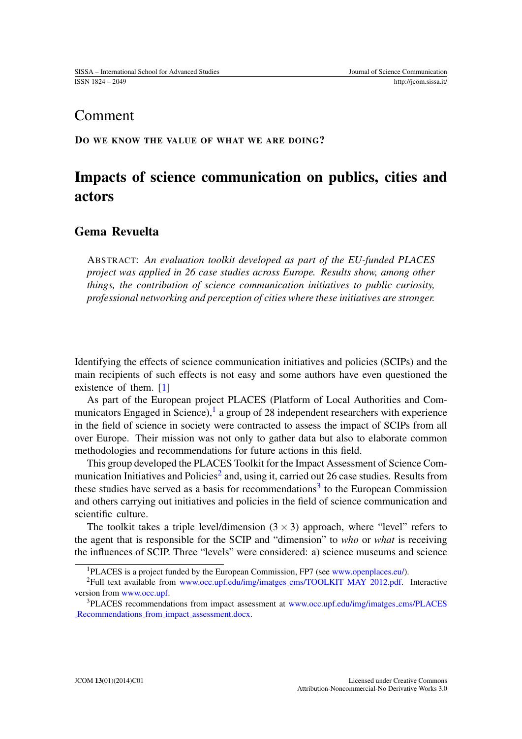Comment

**Do we know the value of what we are doing?**

# Impacts of science communication on publics, cities and actors

## Gema Revuelta

Abstract: *An evaluation toolkit developed as part of the EU-funded PLACES project was applied in 26 case studies across Europe. Results show, among other things, the contribution of science communication initiatives to public curiosity, professional networking and perception of cities where these initiatives are stronger.*

Identifying the effects of science communication initiatives and policies (SCIPs) and the main recipients of such effects is not easy and some authors have even questioned the existence of them. [1]

As part of the European project PLACES (Platform of Local Authorities and Communicators Engaged in Science),[1] a group of 28 independent researchers with experience in the field of science in society were contracted to assess the impact of SCIPs from all over Europe. Their mission was not only to gather data but also to elaborate common methodologies and recommendations for future actions in this field.

This group developed the PLACES Toolkit for the Impact Assessment of Science Communication Initiatives and Policies[2] and, using it, carried out 26 case studies. Results from these studies have served as a basis for recommendations[3] to the European Commission and others carrying out initiatives and policies in the field of science communication and scientific culture.

The toolkit takes a triple level/dimension ($3 \times 3$) approach, where "level" refers to the agent that is responsible for the SCIP and "dimension" to *who* or *what* is receiving the influences of SCIP. Three "levels" were considered: a) science museums and science

[1] PLACES is a project funded by the European Commission, FP7 (see www.openplaces.eu/).

[2] Full text available from www.occ.upf.edu/img/imatges_cms/TOOLKIT MAY 2012.pdf. Interactive version from www.occ.upf.

[3] PLACES recommendations from impact assessment at www.occ.upf.edu/img/imatges_cms/PLACES_Recommendations_from_impact_assessment.docx.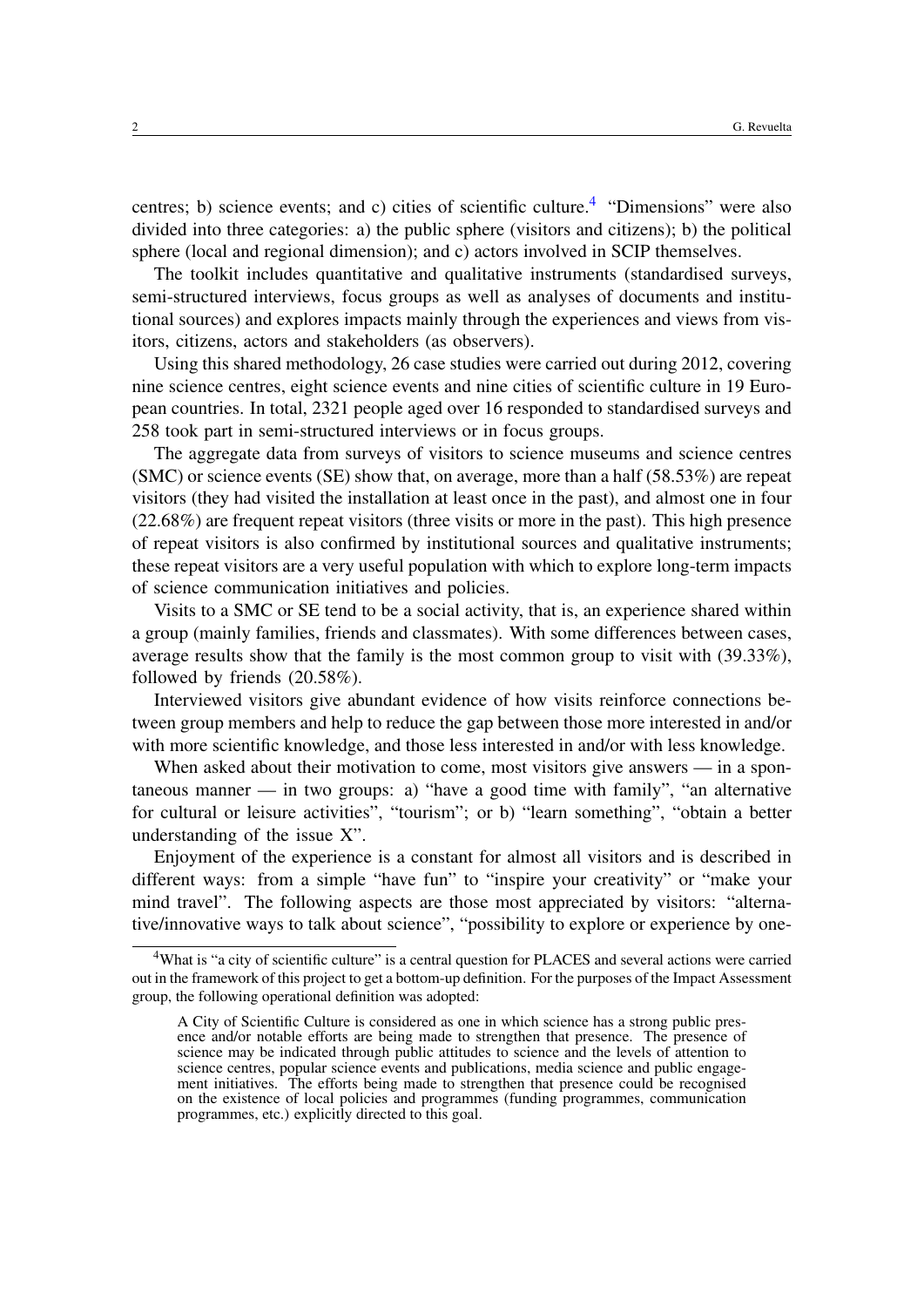centres; b) science events; and c) cities of scientific culture.[4] "Dimensions" were also divided into three categories: a) the public sphere (visitors and citizens); b) the political sphere (local and regional dimension); and c) actors involved in SCIP themselves.

The toolkit includes quantitative and qualitative instruments (standardised surveys, semi-structured interviews, focus groups as well as analyses of documents and institutional sources) and explores impacts mainly through the experiences and views from visitors, citizens, actors and stakeholders (as observers).

Using this shared methodology, 26 case studies were carried out during 2012, covering nine science centres, eight science events and nine cities of scientific culture in 19 European countries. In total, 2321 people aged over 16 responded to standardised surveys and 258 took part in semi-structured interviews or in focus groups.

The aggregate data from surveys of visitors to science museums and science centres (SMC) or science events (SE) show that, on average, more than a half (58.53%) are repeat visitors (they had visited the installation at least once in the past), and almost one in four (22.68%) are frequent repeat visitors (three visits or more in the past). This high presence of repeat visitors is also confirmed by institutional sources and qualitative instruments; these repeat visitors are a very useful population with which to explore long-term impacts of science communication initiatives and policies.

Visits to a SMC or SE tend to be a social activity, that is, an experience shared within a group (mainly families, friends and classmates). With some differences between cases, average results show that the family is the most common group to visit with (39.33%), followed by friends (20.58%).

Interviewed visitors give abundant evidence of how visits reinforce connections between group members and help to reduce the gap between those more interested in and/or with more scientific knowledge, and those less interested in and/or with less knowledge.

When asked about their motivation to come, most visitors give answers — in a spontaneous manner — in two groups: a) "have a good time with family", "an alternative for cultural or leisure activities", "tourism"; or b) "learn something", "obtain a better understanding of the issue X".

Enjoyment of the experience is a constant for almost all visitors and is described in different ways: from a simple "have fun" to "inspire your creativity" or "make your mind travel". The following aspects are those most appreciated by visitors: "alternative/innovative ways to talk about science", "possibility to explore or experience by one-

---

[4] What is "a city of scientific culture" is a central question for PLACES and several actions were carried out in the framework of this project to get a bottom-up definition. For the purposes of the Impact Assessment group, the following operational definition was adopted:

> A City of Scientific Culture is considered as one in which science has a strong public presence and/or notable efforts are being made to strengthen that presence. The presence of science may be indicated through public attitudes to science and the levels of attention to science centres, popular science events and publications, media science and public engagement initiatives. The efforts being made to strengthen that presence could be recognised on the existence of local policies and programmes (funding programmes, communication programmes, etc.) explicitly directed to this goal.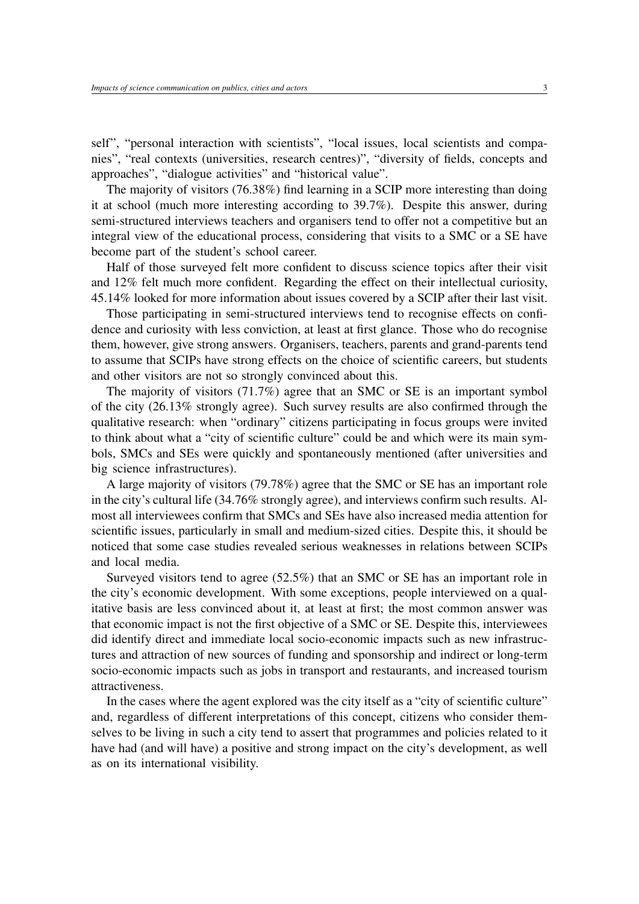self", "personal interaction with scientists", "local issues, local scientists and companies", "real contexts (universities, research centres)", "diversity of fields, concepts and approaches", "dialogue activities" and "historical value".

The majority of visitors (76.38%) find learning in a SCIP more interesting than doing it at school (much more interesting according to 39.7%). Despite this answer, during semi-structured interviews teachers and organisers tend to offer not a competitive but an integral view of the educational process, considering that visits to a SMC or a SE have become part of the student's school career.

Half of those surveyed felt more confident to discuss science topics after their visit and 12% felt much more confident. Regarding the effect on their intellectual curiosity, 45.14% looked for more information about issues covered by a SCIP after their last visit.

Those participating in semi-structured interviews tend to recognise effects on confidence and curiosity with less conviction, at least at first glance. Those who do recognise them, however, give strong answers. Organisers, teachers, parents and grand-parents tend to assume that SCIPs have strong effects on the choice of scientific careers, but students and other visitors are not so strongly convinced about this.

The majority of visitors (71.7%) agree that an SMC or SE is an important symbol of the city (26.13% strongly agree). Such survey results are also confirmed through the qualitative research: when "ordinary" citizens participating in focus groups were invited to think about what a "city of scientific culture" could be and which were its main symbols, SMCs and SEs were quickly and spontaneously mentioned (after universities and big science infrastructures).

A large majority of visitors (79.78%) agree that the SMC or SE has an important role in the city's cultural life (34.76% strongly agree), and interviews confirm such results. Almost all interviewees confirm that SMCs and SEs have also increased media attention for scientific issues, particularly in small and medium-sized cities. Despite this, it should be noticed that some case studies revealed serious weaknesses in relations between SCIPs and local media.

Surveyed visitors tend to agree (52.5%) that an SMC or SE has an important role in the city's economic development. With some exceptions, people interviewed on a qualitative basis are less convinced about it, at least at first; the most common answer was that economic impact is not the first objective of a SMC or SE. Despite this, interviewees did identify direct and immediate local socio-economic impacts such as new infrastructures and attraction of new sources of funding and sponsorship and indirect or long-term socio-economic impacts such as jobs in transport and restaurants, and increased tourism attractiveness.

In the cases where the agent explored was the city itself as a "city of scientific culture" and, regardless of different interpretations of this concept, citizens who consider themselves to be living in such a city tend to assert that programmes and policies related to it have had (and will have) a positive and strong impact on the city's development, as well as on its international visibility.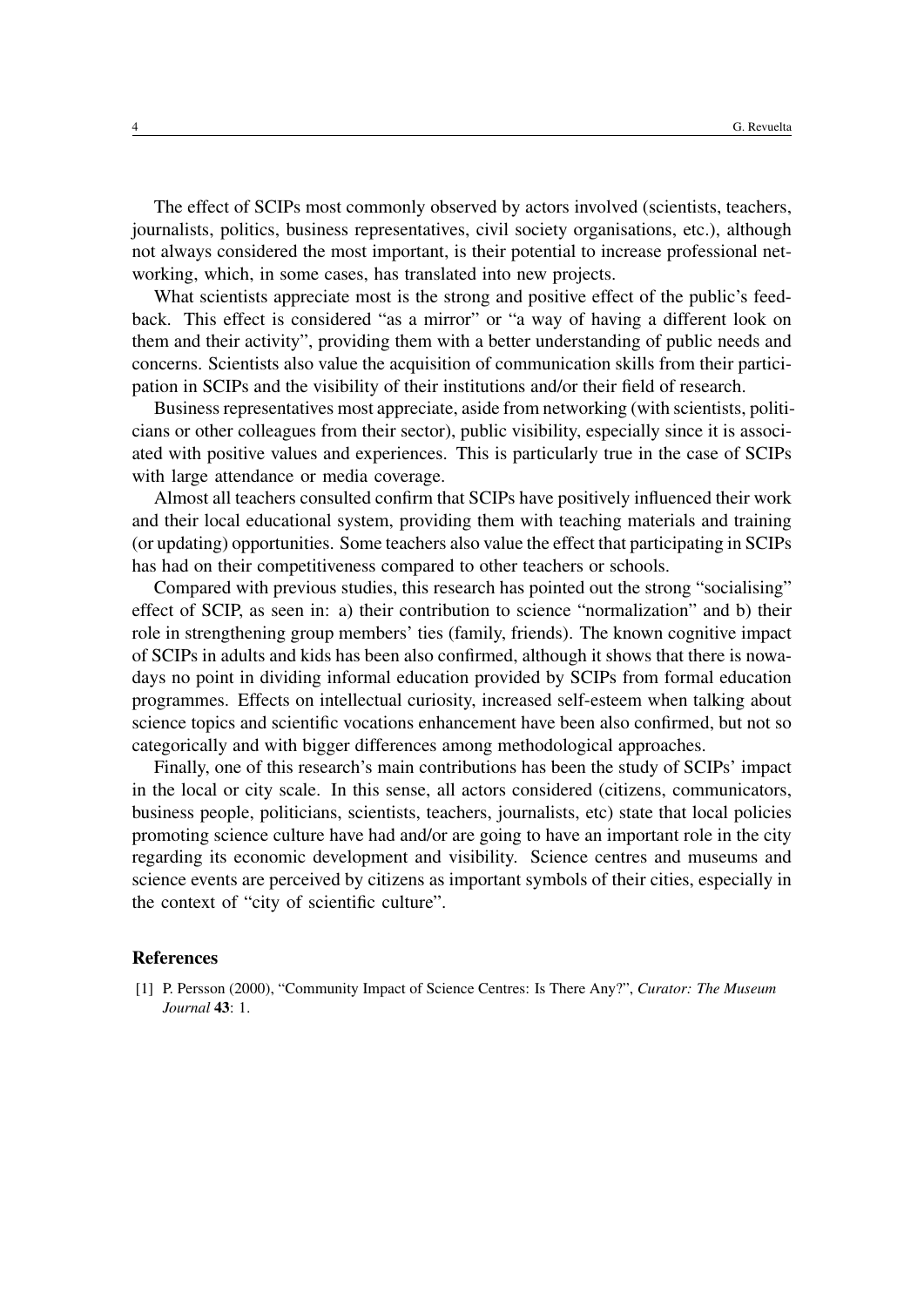The effect of SCIPs most commonly observed by actors involved (scientists, teachers, journalists, politics, business representatives, civil society organisations, etc.), although not always considered the most important, is their potential to increase professional networking, which, in some cases, has translated into new projects.

What scientists appreciate most is the strong and positive effect of the public's feedback. This effect is considered "as a mirror" or "a way of having a different look on them and their activity", providing them with a better understanding of public needs and concerns. Scientists also value the acquisition of communication skills from their participation in SCIPs and the visibility of their institutions and/or their field of research.

Business representatives most appreciate, aside from networking (with scientists, politicians or other colleagues from their sector), public visibility, especially since it is associated with positive values and experiences. This is particularly true in the case of SCIPs with large attendance or media coverage.

Almost all teachers consulted confirm that SCIPs have positively influenced their work and their local educational system, providing them with teaching materials and training (or updating) opportunities. Some teachers also value the effect that participating in SCIPs has had on their competitiveness compared to other teachers or schools.

Compared with previous studies, this research has pointed out the strong "socialising" effect of SCIP, as seen in: a) their contribution to science "normalization" and b) their role in strengthening group members' ties (family, friends). The known cognitive impact of SCIPs in adults and kids has been also confirmed, although it shows that there is nowadays no point in dividing informal education provided by SCIPs from formal education programmes. Effects on intellectual curiosity, increased self-esteem when talking about science topics and scientific vocations enhancement have been also confirmed, but not so categorically and with bigger differences among methodological approaches.

Finally, one of this research's main contributions has been the study of SCIPs' impact in the local or city scale. In this sense, all actors considered (citizens, communicators, business people, politicians, scientists, teachers, journalists, etc) state that local policies promoting science culture have had and/or are going to have an important role in the city regarding its economic development and visibility. Science centres and museums and science events are perceived by citizens as important symbols of their cities, especially in the context of "city of scientific culture".

## References

[1] P. Persson (2000), "Community Impact of Science Centres: Is There Any?", *Curator: The Museum Journal* **43**: 1.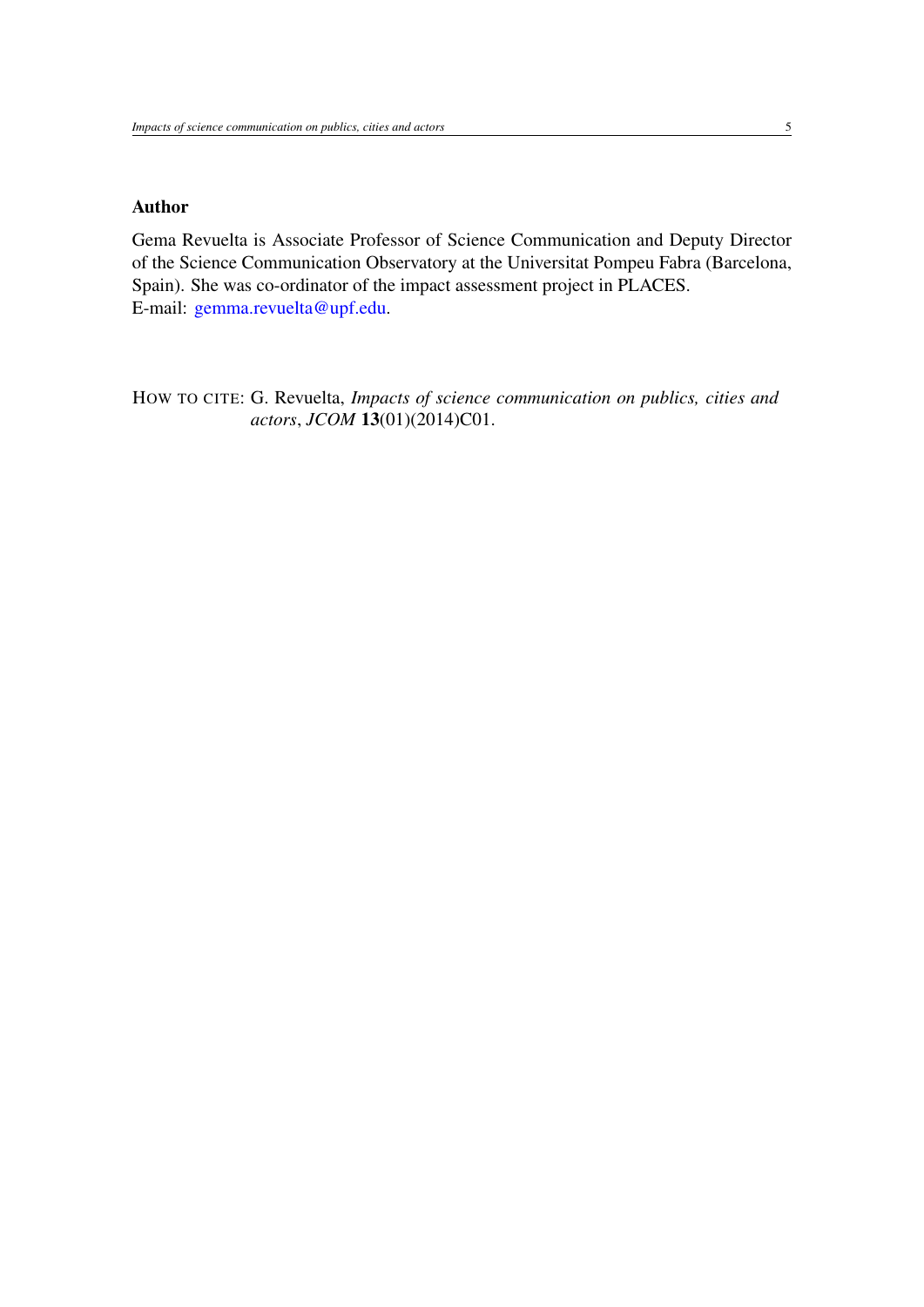## Author

Gema Revuelta is Associate Professor of Science Communication and Deputy Director of the Science Communication Observatory at the Universitat Pompeu Fabra (Barcelona, Spain). She was co-ordinator of the impact assessment project in PLACES.
E-mail: gemma.revuelta@upf.edu.

HOW TO CITE: G. Revuelta, *Impacts of science communication on publics, cities and actors*, *JCOM* **13**(01)(2014)C01.